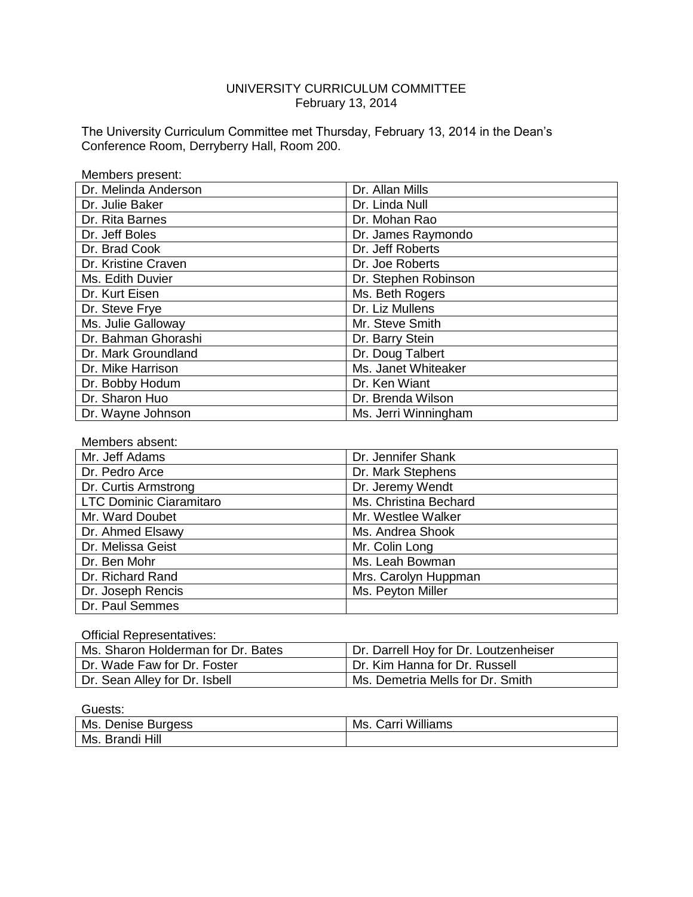# UNIVERSITY CURRICULUM COMMITTEE

February 13, 2014

The University Curriculum Committee met Thursday, February 13, 2014 in the Dean's Conference Room, Derryberry Hall, Room 200.

Members present:

| | |
|---|---|
| Dr. Melinda Anderson | Dr. Allan Mills |
| Dr. Julie Baker | Dr. Linda Null |
| Dr. Rita Barnes | Dr. Mohan Rao |
| Dr. Jeff Boles | Dr. James Raymondo |
| Dr. Brad Cook | Dr. Jeff Roberts |
| Dr. Kristine Craven | Dr. Joe Roberts |
| Ms. Edith Duvier | Dr. Stephen Robinson |
| Dr. Kurt Eisen | Ms. Beth Rogers |
| Dr. Steve Frye | Dr. Liz Mullens |
| Ms. Julie Galloway | Mr. Steve Smith |
| Dr. Bahman Ghorashi | Dr. Barry Stein |
| Dr. Mark Groundland | Dr. Doug Talbert |
| Dr. Mike Harrison | Ms. Janet Whiteaker |
| Dr. Bobby Hodum | Dr. Ken Wiant |
| Dr. Sharon Huo | Dr. Brenda Wilson |
| Dr. Wayne Johnson | Ms. Jerri Winningham |

Members absent:

| | |
|---|---|
| Mr. Jeff Adams | Dr. Jennifer Shank |
| Dr. Pedro Arce | Dr. Mark Stephens |
| Dr. Curtis Armstrong | Dr. Jeremy Wendt |
| LTC Dominic Ciaramitaro | Ms. Christina Bechard |
| Mr. Ward Doubet | Mr. Westlee Walker |
| Dr. Ahmed Elsawy | Ms. Andrea Shook |
| Dr. Melissa Geist | Mr. Colin Long |
| Dr. Ben Mohr | Ms. Leah Bowman |
| Dr. Richard Rand | Mrs. Carolyn Huppman |
| Dr. Joseph Rencis | Ms. Peyton Miller |
| Dr. Paul Semmes | |

Official Representatives:

| | |
|---|---|
| Ms. Sharon Holderman for Dr. Bates | Dr. Darrell Hoy for Dr. Loutzenheiser |
| Dr. Wade Faw for Dr. Foster | Dr. Kim Hanna for Dr. Russell |
| Dr. Sean Alley for Dr. Isbell | Ms. Demetria Mells for Dr. Smith |

Guests:

| | |
|---|---|
| Ms. Denise Burgess | Ms. Carri Williams |
| Ms. Brandi Hill | |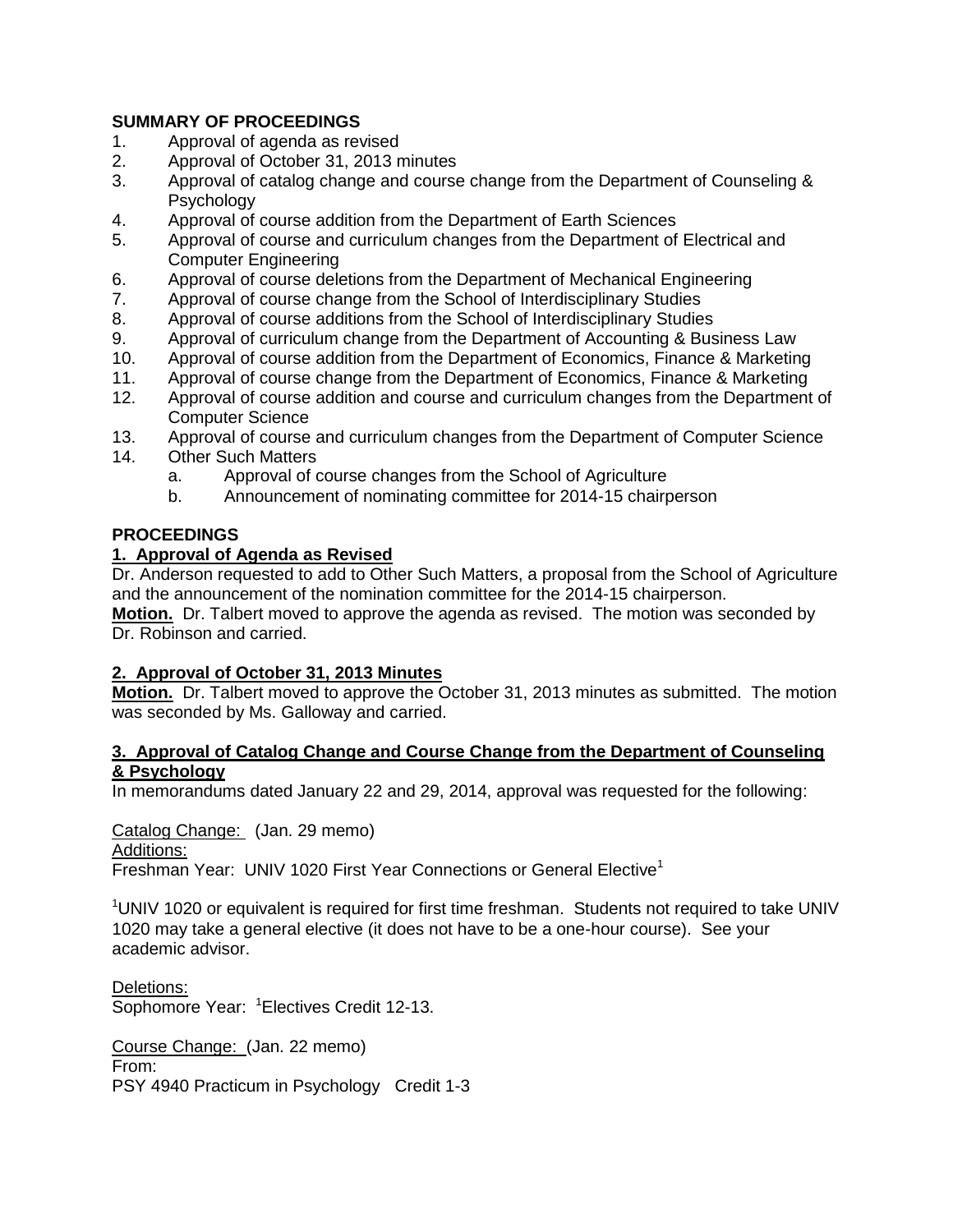**SUMMARY OF PROCEEDINGS**

1. Approval of agenda as revised
2. Approval of October 31, 2013 minutes
3. Approval of catalog change and course change from the Department of Counseling & Psychology
4. Approval of course addition from the Department of Earth Sciences
5. Approval of course and curriculum changes from the Department of Electrical and Computer Engineering
6. Approval of course deletions from the Department of Mechanical Engineering
7. Approval of course change from the School of Interdisciplinary Studies
8. Approval of course additions from the School of Interdisciplinary Studies
9. Approval of curriculum change from the Department of Accounting & Business Law
10. Approval of course addition from the Department of Economics, Finance & Marketing
11. Approval of course change from the Department of Economics, Finance & Marketing
12. Approval of course addition and course and curriculum changes from the Department of Computer Science
13. Approval of course and curriculum changes from the Department of Computer Science
14. Other Such Matters
    a. Approval of course changes from the School of Agriculture
    b. Announcement of nominating committee for 2014-15 chairperson

**PROCEEDINGS**

**1. Approval of Agenda as Revised**

Dr. Anderson requested to add to Other Such Matters, a proposal from the School of Agriculture and the announcement of the nomination committee for the 2014-15 chairperson.
**Motion.** Dr. Talbert moved to approve the agenda as revised. The motion was seconded by Dr. Robinson and carried.

**2. Approval of October 31, 2013 Minutes**

**Motion.** Dr. Talbert moved to approve the October 31, 2013 minutes as submitted. The motion was seconded by Ms. Galloway and carried.

**3. Approval of Catalog Change and Course Change from the Department of Counseling & Psychology**

In memorandums dated January 22 and 29, 2014, approval was requested for the following:

Catalog Change: (Jan. 29 memo)
Additions:
Freshman Year: UNIV 1020 First Year Connections or General Elective[1]

[1]UNIV 1020 or equivalent is required for first time freshman. Students not required to take UNIV 1020 may take a general elective (it does not have to be a one-hour course). See your academic advisor.

Deletions:
Sophomore Year: [1]Electives Credit 12-13.

Course Change: (Jan. 22 memo)
From:
PSY 4940 Practicum in Psychology Credit 1-3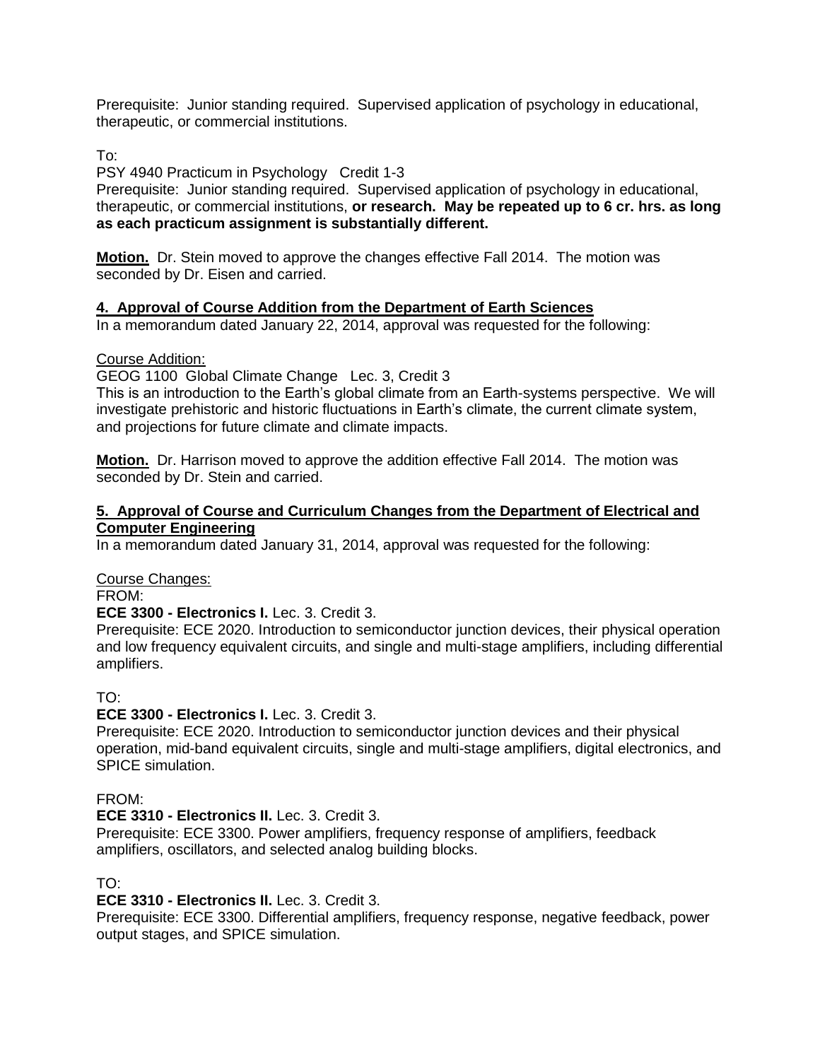Prerequisite: Junior standing required. Supervised application of psychology in educational, therapeutic, or commercial institutions.

To:

PSY 4940 Practicum in Psychology Credit 1-3

Prerequisite: Junior standing required. Supervised application of psychology in educational, therapeutic, or commercial institutions, **or research. May be repeated up to 6 cr. hrs. as long as each practicum assignment is substantially different.**

**Motion.** Dr. Stein moved to approve the changes effective Fall 2014. The motion was seconded by Dr. Eisen and carried.

**4. Approval of Course Addition from the Department of Earth Sciences**

In a memorandum dated January 22, 2014, approval was requested for the following:

Course Addition:

GEOG 1100 Global Climate Change Lec. 3, Credit 3

This is an introduction to the Earth's global climate from an Earth-systems perspective. We will investigate prehistoric and historic fluctuations in Earth's climate, the current climate system, and projections for future climate and climate impacts.

**Motion.** Dr. Harrison moved to approve the addition effective Fall 2014. The motion was seconded by Dr. Stein and carried.

**5. Approval of Course and Curriculum Changes from the Department of Electrical and Computer Engineering**

In a memorandum dated January 31, 2014, approval was requested for the following:

Course Changes:

FROM:

**ECE 3300 - Electronics I.** Lec. 3. Credit 3.

Prerequisite: ECE 2020. Introduction to semiconductor junction devices, their physical operation and low frequency equivalent circuits, and single and multi-stage amplifiers, including differential amplifiers.

TO:

**ECE 3300 - Electronics I.** Lec. 3. Credit 3.

Prerequisite: ECE 2020. Introduction to semiconductor junction devices and their physical operation, mid-band equivalent circuits, single and multi-stage amplifiers, digital electronics, and SPICE simulation.

FROM:

**ECE 3310 - Electronics II.** Lec. 3. Credit 3.

Prerequisite: ECE 3300. Power amplifiers, frequency response of amplifiers, feedback amplifiers, oscillators, and selected analog building blocks.

TO:

**ECE 3310 - Electronics II.** Lec. 3. Credit 3.

Prerequisite: ECE 3300. Differential amplifiers, frequency response, negative feedback, power output stages, and SPICE simulation.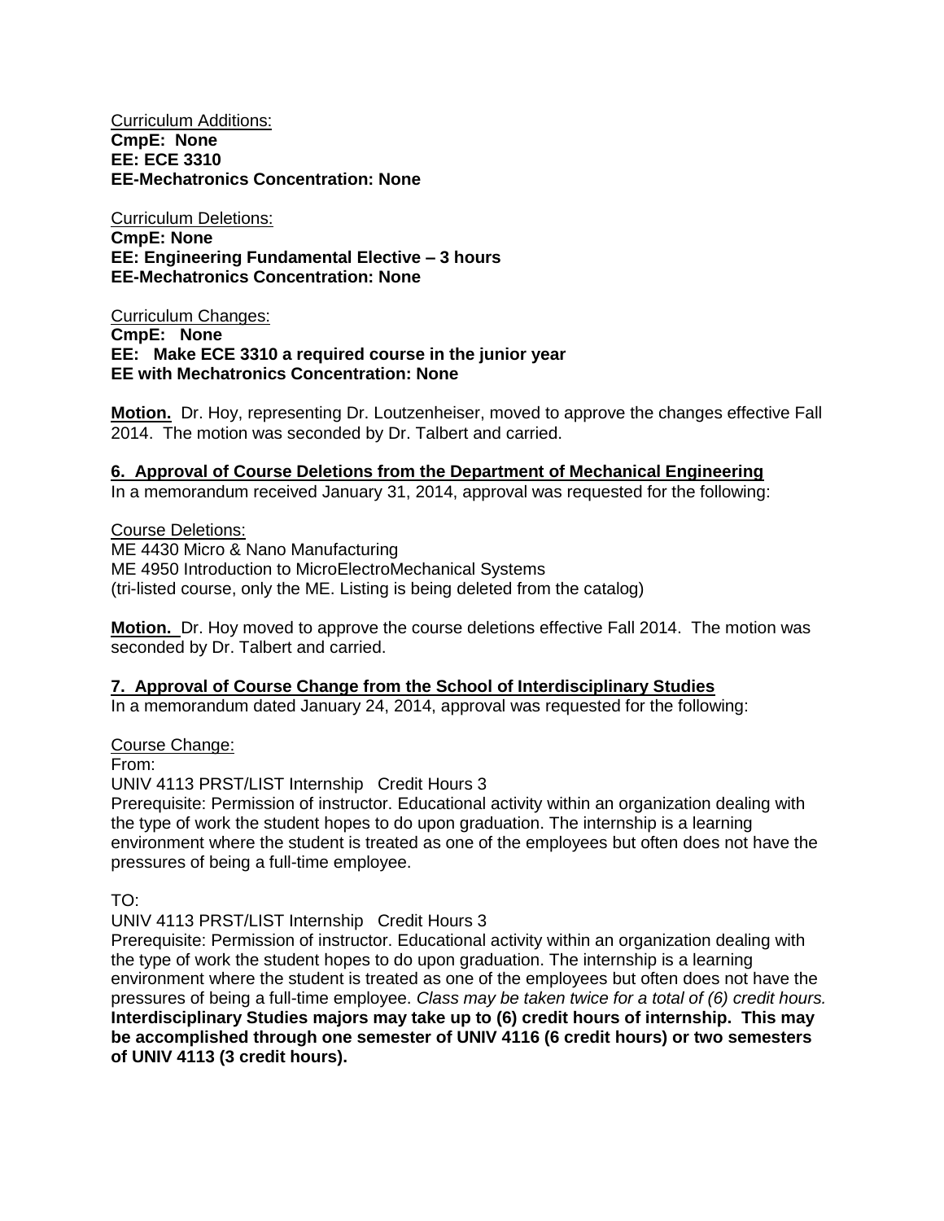Curriculum Additions:
**CmpE: None**
**EE: ECE 3310**
**EE-Mechatronics Concentration: None**

Curriculum Deletions:
**CmpE: None**
**EE: Engineering Fundamental Elective – 3 hours**
**EE-Mechatronics Concentration: None**

Curriculum Changes:
**CmpE: None**
**EE: Make ECE 3310 a required course in the junior year**
**EE with Mechatronics Concentration: None**

**Motion.** Dr. Hoy, representing Dr. Loutzenheiser, moved to approve the changes effective Fall 2014. The motion was seconded by Dr. Talbert and carried.

**6. Approval of Course Deletions from the Department of Mechanical Engineering**
In a memorandum received January 31, 2014, approval was requested for the following:

Course Deletions:
ME 4430 Micro & Nano Manufacturing
ME 4950 Introduction to MicroElectroMechanical Systems
(tri-listed course, only the ME. Listing is being deleted from the catalog)

**Motion.** Dr. Hoy moved to approve the course deletions effective Fall 2014. The motion was seconded by Dr. Talbert and carried.

**7. Approval of Course Change from the School of Interdisciplinary Studies**
In a memorandum dated January 24, 2014, approval was requested for the following:

Course Change:
From:
UNIV 4113 PRST/LIST Internship Credit Hours 3
Prerequisite: Permission of instructor. Educational activity within an organization dealing with the type of work the student hopes to do upon graduation. The internship is a learning environment where the student is treated as one of the employees but often does not have the pressures of being a full-time employee.

TO:
UNIV 4113 PRST/LIST Internship Credit Hours 3
Prerequisite: Permission of instructor. Educational activity within an organization dealing with the type of work the student hopes to do upon graduation. The internship is a learning environment where the student is treated as one of the employees but often does not have the pressures of being a full-time employee. *Class may be taken twice for a total of (6) credit hours.* **Interdisciplinary Studies majors may take up to (6) credit hours of internship. This may be accomplished through one semester of UNIV 4116 (6 credit hours) or two semesters of UNIV 4113 (3 credit hours).**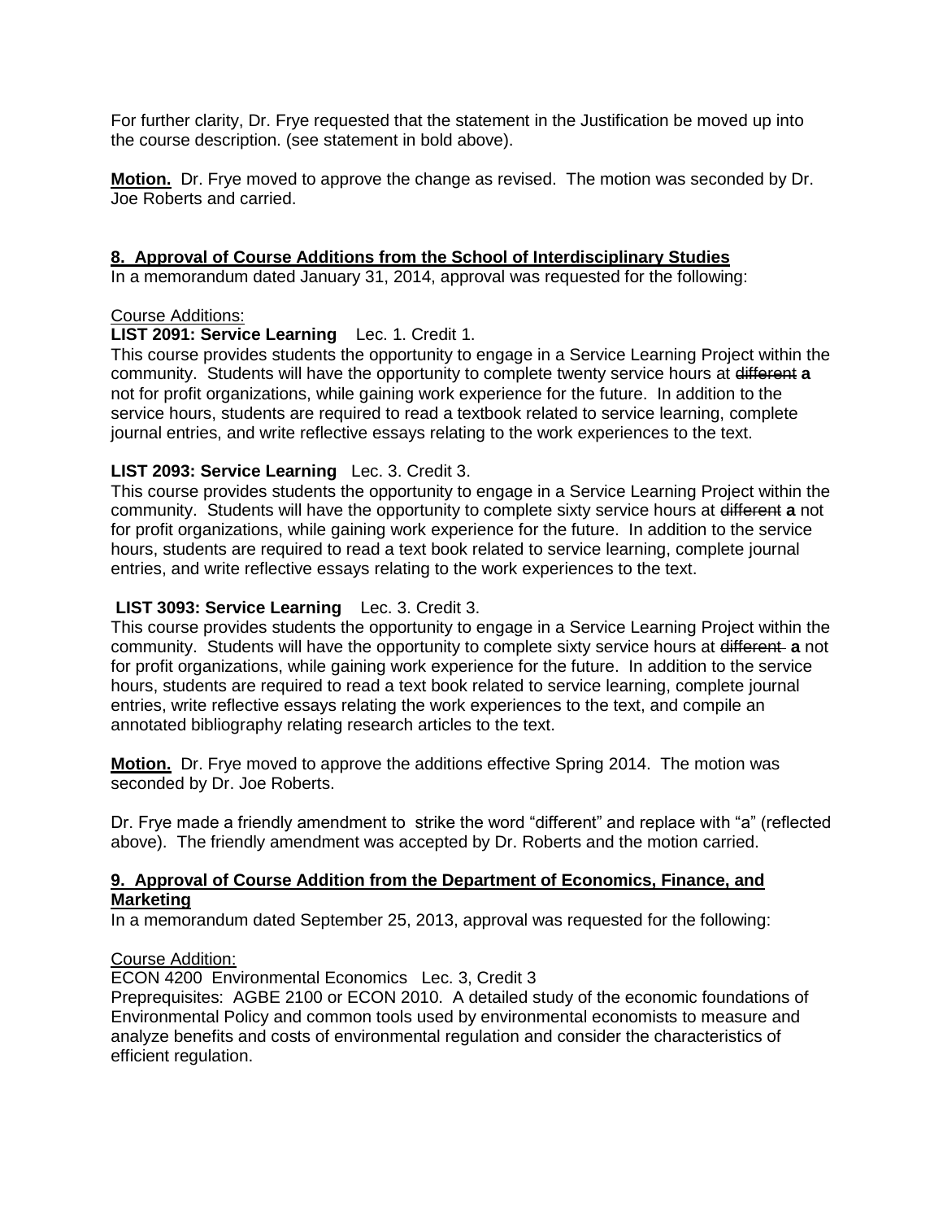For further clarity, Dr. Frye requested that the statement in the Justification be moved up into the course description. (see statement in bold above).

**<u>Motion.</u>** Dr. Frye moved to approve the change as revised. The motion was seconded by Dr. Joe Roberts and carried.

**<u>8. Approval of Course Additions from the School of Interdisciplinary Studies</u>**

In a memorandum dated January 31, 2014, approval was requested for the following:

<u>Course Additions:</u>

**LIST 2091: Service Learning** Lec. 1. Credit 1.

This course provides students the opportunity to engage in a Service Learning Project within the community. Students will have the opportunity to complete twenty service hours at ~~different~~ **a** not for profit organizations, while gaining work experience for the future. In addition to the service hours, students are required to read a textbook related to service learning, complete journal entries, and write reflective essays relating to the work experiences to the text.

**LIST 2093: Service Learning** Lec. 3. Credit 3.

This course provides students the opportunity to engage in a Service Learning Project within the community. Students will have the opportunity to complete sixty service hours at ~~different~~ **a** not for profit organizations, while gaining work experience for the future. In addition to the service hours, students are required to read a text book related to service learning, complete journal entries, and write reflective essays relating to the work experiences to the text.

**LIST 3093: Service Learning** Lec. 3. Credit 3.

This course provides students the opportunity to engage in a Service Learning Project within the community. Students will have the opportunity to complete sixty service hours at ~~different~~ **a** not for profit organizations, while gaining work experience for the future. In addition to the service hours, students are required to read a text book related to service learning, complete journal entries, write reflective essays relating the work experiences to the text, and compile an annotated bibliography relating research articles to the text.

**<u>Motion.</u>** Dr. Frye moved to approve the additions effective Spring 2014. The motion was seconded by Dr. Joe Roberts.

Dr. Frye made a friendly amendment to strike the word "different" and replace with "a" (reflected above). The friendly amendment was accepted by Dr. Roberts and the motion carried.

**<u>9. Approval of Course Addition from the Department of Economics, Finance, and Marketing</u>**

In a memorandum dated September 25, 2013, approval was requested for the following:

<u>Course Addition:</u>

ECON 4200 Environmental Economics Lec. 3, Credit 3

Preprequisites: AGBE 2100 or ECON 2010. A detailed study of the economic foundations of Environmental Policy and common tools used by environmental economists to measure and analyze benefits and costs of environmental regulation and consider the characteristics of efficient regulation.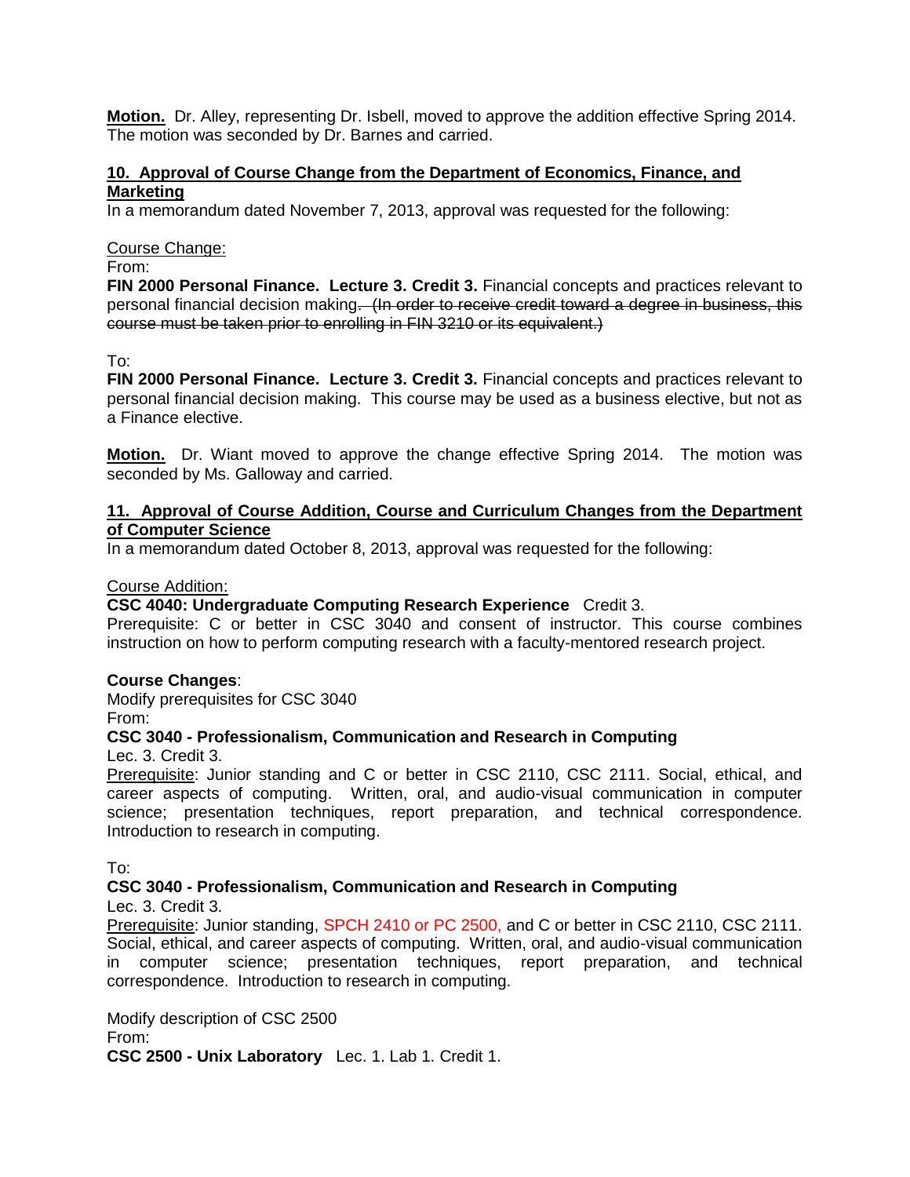**Motion.** Dr. Alley, representing Dr. Isbell, moved to approve the addition effective Spring 2014. The motion was seconded by Dr. Barnes and carried.

## 10. Approval of Course Change from the Department of Economics, Finance, and Marketing

In a memorandum dated November 7, 2013, approval was requested for the following:

Course Change:

From:

**FIN 2000 Personal Finance. Lecture 3. Credit 3.** Financial concepts and practices relevant to personal financial decision making~~. (In order to receive credit toward a degree in business, this course must be taken prior to enrolling in FIN 3210 or its equivalent.)~~

To:

**FIN 2000 Personal Finance. Lecture 3. Credit 3.** Financial concepts and practices relevant to personal financial decision making. This course may be used as a business elective, but not as a Finance elective.

**Motion.** Dr. Wiant moved to approve the change effective Spring 2014. The motion was seconded by Ms. Galloway and carried.

## 11. Approval of Course Addition, Course and Curriculum Changes from the Department of Computer Science

In a memorandum dated October 8, 2013, approval was requested for the following:

Course Addition:

**CSC 4040: Undergraduate Computing Research Experience** Credit 3.

Prerequisite: C or better in CSC 3040 and consent of instructor. This course combines instruction on how to perform computing research with a faculty-mentored research project.

**Course Changes**:

Modify prerequisites for CSC 3040

From:

**CSC 3040 - Professionalism, Communication and Research in Computing**

Lec. 3. Credit 3.

Prerequisite: Junior standing and C or better in CSC 2110, CSC 2111. Social, ethical, and career aspects of computing. Written, oral, and audio-visual communication in computer science; presentation techniques, report preparation, and technical correspondence. Introduction to research in computing.

To:

**CSC 3040 - Professionalism, Communication and Research in Computing**

Lec. 3. Credit 3.

Prerequisite: Junior standing, SPCH 2410 or PC 2500, and C or better in CSC 2110, CSC 2111. Social, ethical, and career aspects of computing. Written, oral, and audio-visual communication in computer science; presentation techniques, report preparation, and technical correspondence. Introduction to research in computing.

Modify description of CSC 2500

From:

**CSC 2500 - Unix Laboratory** Lec. 1. Lab 1. Credit 1.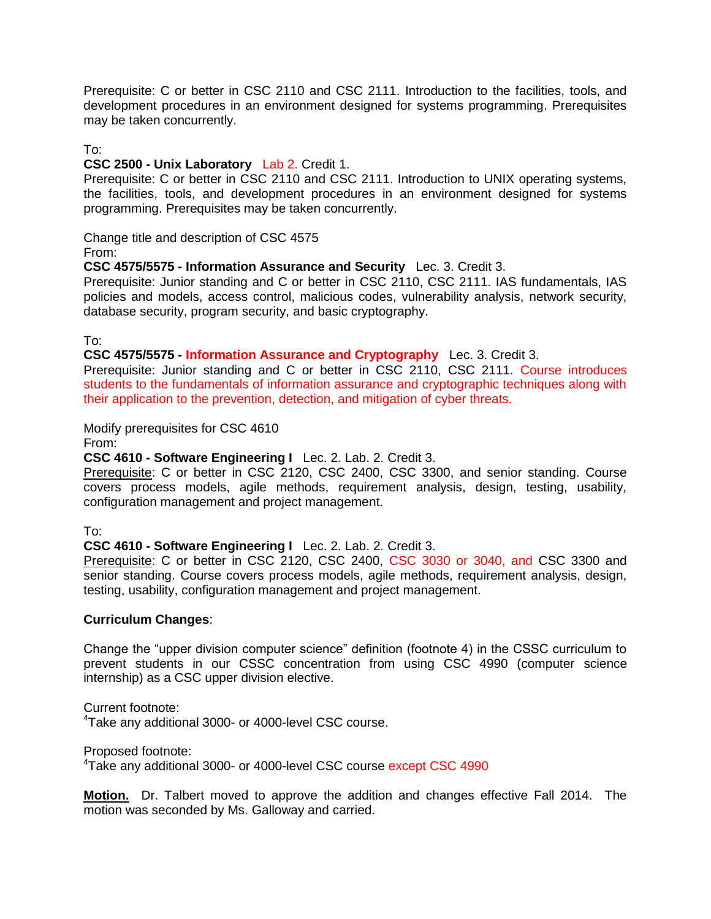Prerequisite: C or better in CSC 2110 and CSC 2111. Introduction to the facilities, tools, and development procedures in an environment designed for systems programming. Prerequisites may be taken concurrently.

To:

**CSC 2500 - Unix Laboratory** Lab 2. Credit 1.

Prerequisite: C or better in CSC 2110 and CSC 2111. Introduction to UNIX operating systems, the facilities, tools, and development procedures in an environment designed for systems programming. Prerequisites may be taken concurrently.

Change title and description of CSC 4575

From:

**CSC 4575/5575 - Information Assurance and Security** Lec. 3. Credit 3.

Prerequisite: Junior standing and C or better in CSC 2110, CSC 2111. IAS fundamentals, IAS policies and models, access control, malicious codes, vulnerability analysis, network security, database security, program security, and basic cryptography.

To:

**CSC 4575/5575 - Information Assurance and Cryptography** Lec. 3. Credit 3.

Prerequisite: Junior standing and C or better in CSC 2110, CSC 2111. Course introduces students to the fundamentals of information assurance and cryptographic techniques along with their application to the prevention, detection, and mitigation of cyber threats.

Modify prerequisites for CSC 4610

From:

**CSC 4610 - Software Engineering I** Lec. 2. Lab. 2. Credit 3.

Prerequisite: C or better in CSC 2120, CSC 2400, CSC 3300, and senior standing. Course covers process models, agile methods, requirement analysis, design, testing, usability, configuration management and project management.

To:

**CSC 4610 - Software Engineering I** Lec. 2. Lab. 2. Credit 3.

Prerequisite: C or better in CSC 2120, CSC 2400, CSC 3030 or 3040, and CSC 3300 and senior standing. Course covers process models, agile methods, requirement analysis, design, testing, usability, configuration management and project management.

**Curriculum Changes**:

Change the "upper division computer science" definition (footnote 4) in the CSSC curriculum to prevent students in our CSSC concentration from using CSC 4990 (computer science internship) as a CSC upper division elective.

Current footnote:

[4]Take any additional 3000- or 4000-level CSC course.

Proposed footnote:

[4]Take any additional 3000- or 4000-level CSC course except CSC 4990

**Motion.** Dr. Talbert moved to approve the addition and changes effective Fall 2014. The motion was seconded by Ms. Galloway and carried.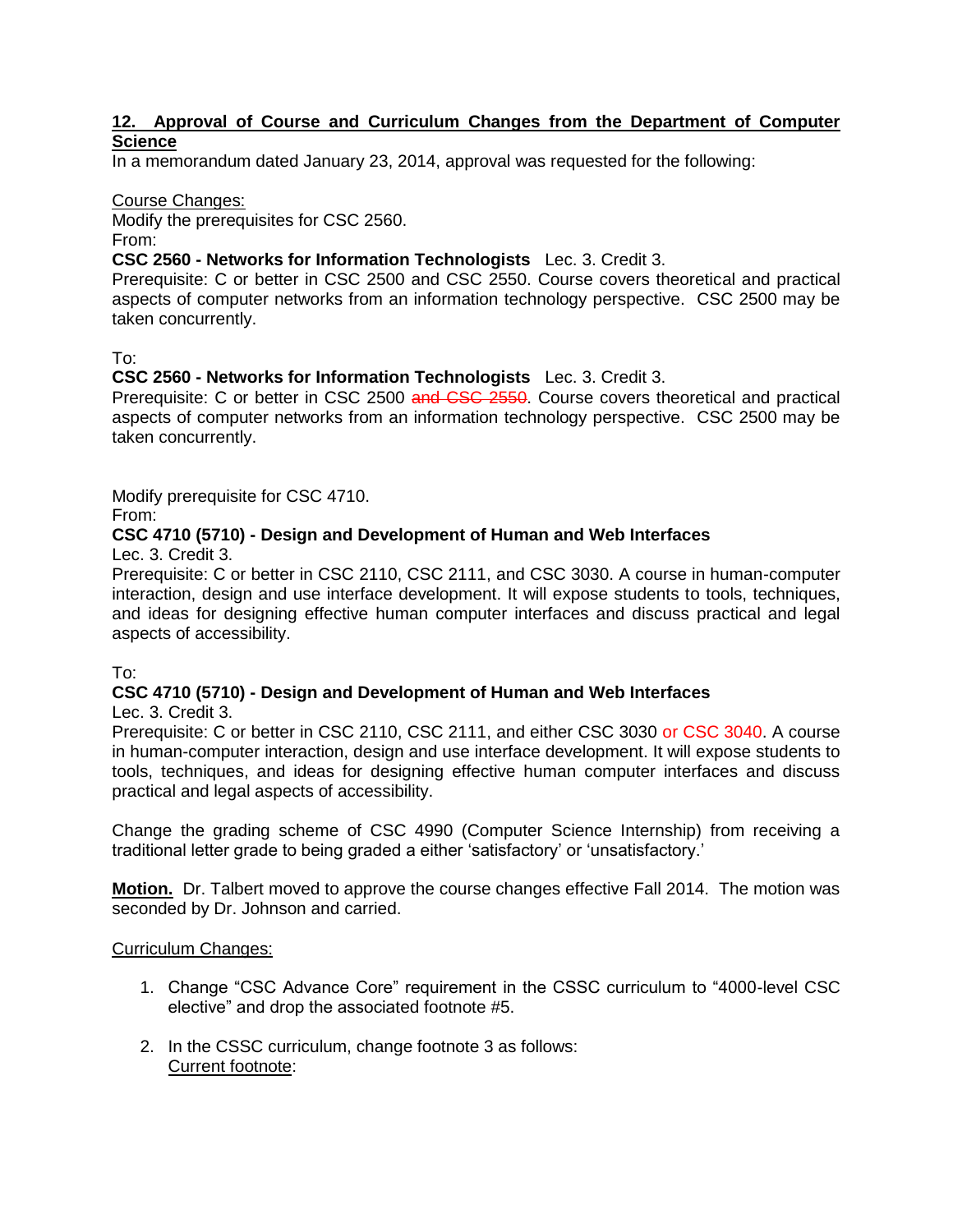## 12. Approval of Course and Curriculum Changes from the Department of Computer Science

In a memorandum dated January 23, 2014, approval was requested for the following:

Course Changes:

Modify the prerequisites for CSC 2560.

From:

**CSC 2560 - Networks for Information Technologists** Lec. 3. Credit 3.

Prerequisite: C or better in CSC 2500 and CSC 2550. Course covers theoretical and practical aspects of computer networks from an information technology perspective. CSC 2500 may be taken concurrently.

To:

**CSC 2560 - Networks for Information Technologists** Lec. 3. Credit 3.

Prerequisite: C or better in CSC 2500 ~~and CSC 2550~~. Course covers theoretical and practical aspects of computer networks from an information technology perspective. CSC 2500 may be taken concurrently.

Modify prerequisite for CSC 4710.

From:

**CSC 4710 (5710) - Design and Development of Human and Web Interfaces**

Lec. 3. Credit 3.

Prerequisite: C or better in CSC 2110, CSC 2111, and CSC 3030. A course in human-computer interaction, design and use interface development. It will expose students to tools, techniques, and ideas for designing effective human computer interfaces and discuss practical and legal aspects of accessibility.

To:

**CSC 4710 (5710) - Design and Development of Human and Web Interfaces**

Lec. 3. Credit 3.

Prerequisite: C or better in CSC 2110, CSC 2111, and either CSC 3030 or CSC 3040. A course in human-computer interaction, design and use interface development. It will expose students to tools, techniques, and ideas for designing effective human computer interfaces and discuss practical and legal aspects of accessibility.

Change the grading scheme of CSC 4990 (Computer Science Internship) from receiving a traditional letter grade to being graded a either 'satisfactory' or 'unsatisfactory.'

**Motion.** Dr. Talbert moved to approve the course changes effective Fall 2014. The motion was seconded by Dr. Johnson and carried.

Curriculum Changes:

1. Change "CSC Advance Core" requirement in the CSSC curriculum to "4000-level CSC elective" and drop the associated footnote #5.
2. In the CSSC curriculum, change footnote 3 as follows:
   Current footnote: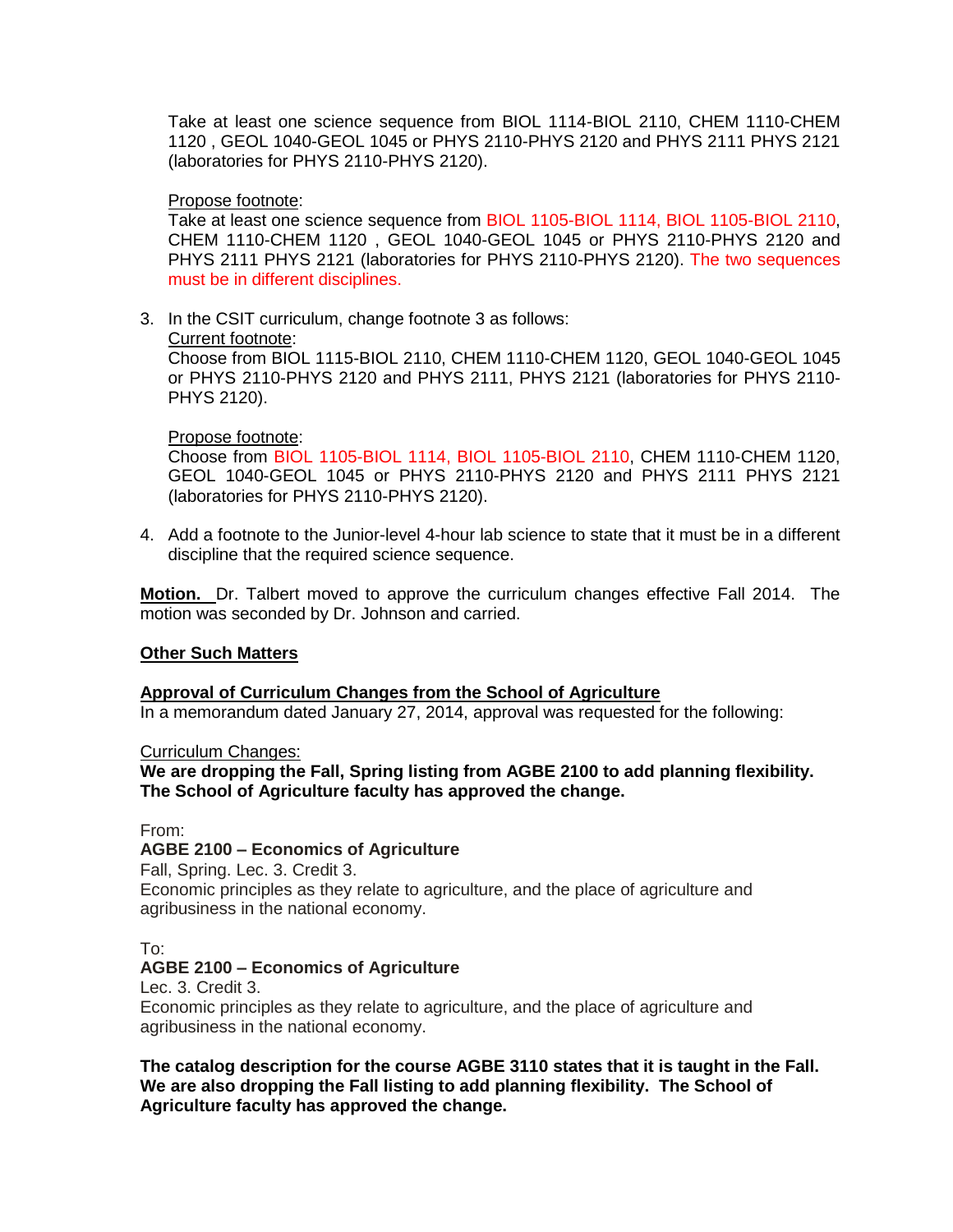Take at least one science sequence from BIOL 1114-BIOL 2110, CHEM 1110-CHEM 1120 , GEOL 1040-GEOL 1045 or PHYS 2110-PHYS 2120 and PHYS 2111 PHYS 2121 (laboratories for PHYS 2110-PHYS 2120).

Propose footnote:
Take at least one science sequence from BIOL 1105-BIOL 1114, BIOL 1105-BIOL 2110, CHEM 1110-CHEM 1120 , GEOL 1040-GEOL 1045 or PHYS 2110-PHYS 2120 and PHYS 2111 PHYS 2121 (laboratories for PHYS 2110-PHYS 2120). The two sequences must be in different disciplines.

3. In the CSIT curriculum, change footnote 3 as follows:
   Current footnote:
   Choose from BIOL 1115-BIOL 2110, CHEM 1110-CHEM 1120, GEOL 1040-GEOL 1045 or PHYS 2110-PHYS 2120 and PHYS 2111, PHYS 2121 (laboratories for PHYS 2110-PHYS 2120).

   Propose footnote:
   Choose from BIOL 1105-BIOL 1114, BIOL 1105-BIOL 2110, CHEM 1110-CHEM 1120, GEOL 1040-GEOL 1045 or PHYS 2110-PHYS 2120 and PHYS 2111 PHYS 2121 (laboratories for PHYS 2110-PHYS 2120).

4. Add a footnote to the Junior-level 4-hour lab science to state that it must be in a different discipline that the required science sequence.

**Motion.** Dr. Talbert moved to approve the curriculum changes effective Fall 2014. The motion was seconded by Dr. Johnson and carried.

**Other Such Matters**

**Approval of Curriculum Changes from the School of Agriculture**
In a memorandum dated January 27, 2014, approval was requested for the following:

Curriculum Changes:
**We are dropping the Fall, Spring listing from AGBE 2100 to add planning flexibility. The School of Agriculture faculty has approved the change.**

From:
**AGBE 2100 – Economics of Agriculture**
Fall, Spring. Lec. 3. Credit 3.
Economic principles as they relate to agriculture, and the place of agriculture and agribusiness in the national economy.

To:
**AGBE 2100 – Economics of Agriculture**
Lec. 3. Credit 3.
Economic principles as they relate to agriculture, and the place of agriculture and agribusiness in the national economy.

**The catalog description for the course AGBE 3110 states that it is taught in the Fall. We are also dropping the Fall listing to add planning flexibility. The School of Agriculture faculty has approved the change.**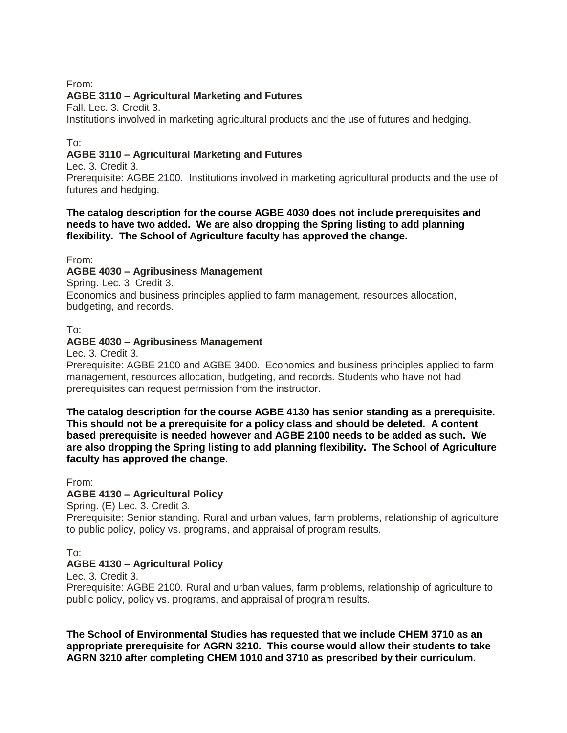From:

**AGBE 3110 – Agricultural Marketing and Futures**

Fall. Lec. 3. Credit 3.

Institutions involved in marketing agricultural products and the use of futures and hedging.

To:

**AGBE 3110 – Agricultural Marketing and Futures**

Lec. 3. Credit 3.

Prerequisite: AGBE 2100. Institutions involved in marketing agricultural products and the use of futures and hedging.

**The catalog description for the course AGBE 4030 does not include prerequisites and needs to have two added. We are also dropping the Spring listing to add planning flexibility. The School of Agriculture faculty has approved the change.**

From:

**AGBE 4030 – Agribusiness Management**

Spring. Lec. 3. Credit 3.

Economics and business principles applied to farm management, resources allocation, budgeting, and records.

To:

**AGBE 4030 – Agribusiness Management**

Lec. 3. Credit 3.

Prerequisite: AGBE 2100 and AGBE 3400. Economics and business principles applied to farm management, resources allocation, budgeting, and records. Students who have not had prerequisites can request permission from the instructor.

**The catalog description for the course AGBE 4130 has senior standing as a prerequisite. This should not be a prerequisite for a policy class and should be deleted. A content based prerequisite is needed however and AGBE 2100 needs to be added as such. We are also dropping the Spring listing to add planning flexibility. The School of Agriculture faculty has approved the change.**

From:

**AGBE 4130 – Agricultural Policy**

Spring. (E) Lec. 3. Credit 3.

Prerequisite: Senior standing. Rural and urban values, farm problems, relationship of agriculture to public policy, policy vs. programs, and appraisal of program results.

To:

**AGBE 4130 – Agricultural Policy**

Lec. 3. Credit 3.

Prerequisite: AGBE 2100. Rural and urban values, farm problems, relationship of agriculture to public policy, policy vs. programs, and appraisal of program results.

**The School of Environmental Studies has requested that we include CHEM 3710 as an appropriate prerequisite for AGRN 3210. This course would allow their students to take AGRN 3210 after completing CHEM 1010 and 3710 as prescribed by their curriculum.**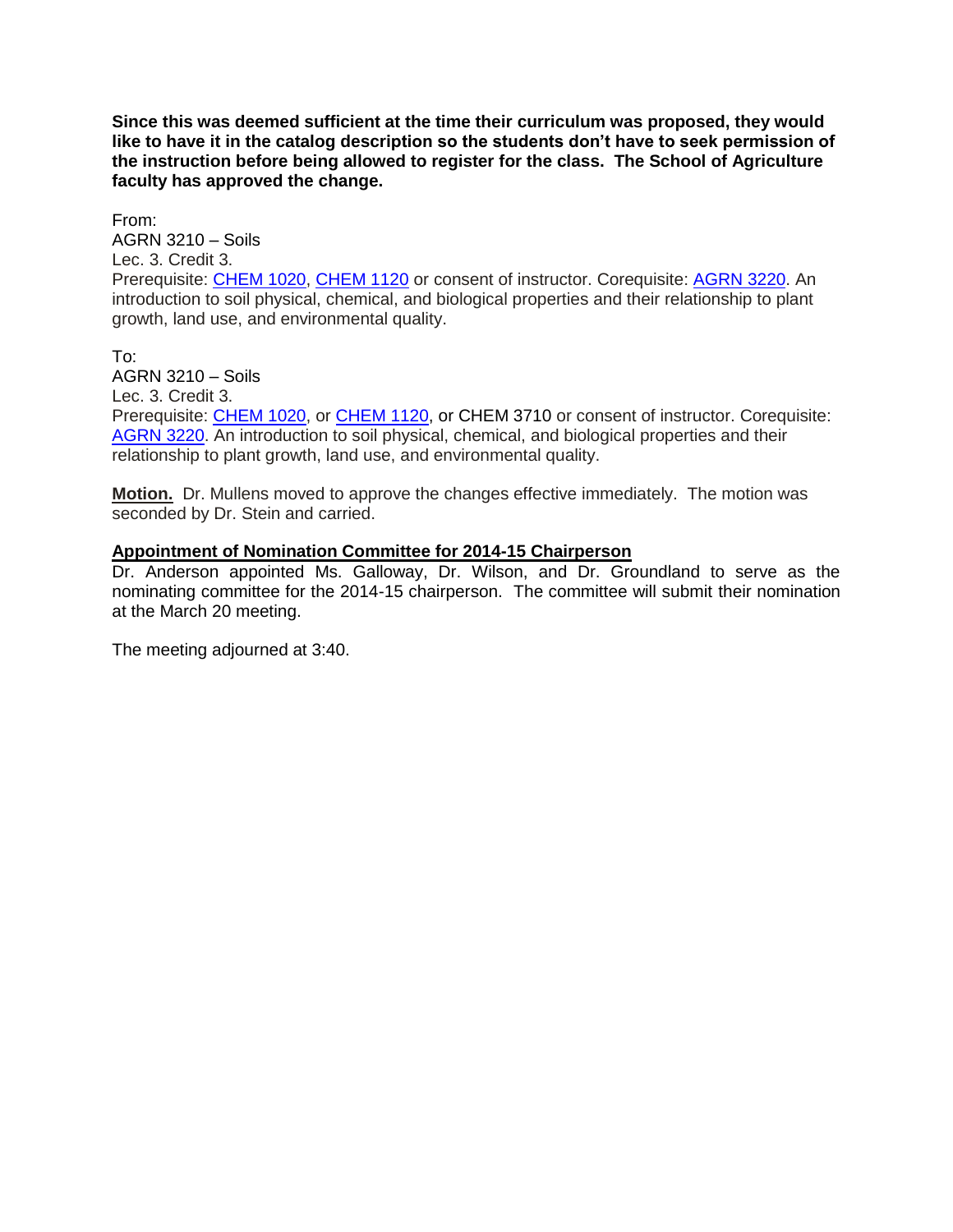**Since this was deemed sufficient at the time their curriculum was proposed, they would like to have it in the catalog description so the students don't have to seek permission of the instruction before being allowed to register for the class. The School of Agriculture faculty has approved the change.**

From:
AGRN 3210 – Soils
Lec. 3. Credit 3.
Prerequisite: CHEM 1020, CHEM 1120 or consent of instructor. Corequisite: AGRN 3220. An introduction to soil physical, chemical, and biological properties and their relationship to plant growth, land use, and environmental quality.

To:
AGRN 3210 – Soils
Lec. 3. Credit 3.
Prerequisite: CHEM 1020, or CHEM 1120, or CHEM 3710 or consent of instructor. Corequisite: AGRN 3220. An introduction to soil physical, chemical, and biological properties and their relationship to plant growth, land use, and environmental quality.

**Motion.** Dr. Mullens moved to approve the changes effective immediately. The motion was seconded by Dr. Stein and carried.

**Appointment of Nomination Committee for 2014-15 Chairperson**

Dr. Anderson appointed Ms. Galloway, Dr. Wilson, and Dr. Groundland to serve as the nominating committee for the 2014-15 chairperson. The committee will submit their nomination at the March 20 meeting.

The meeting adjourned at 3:40.